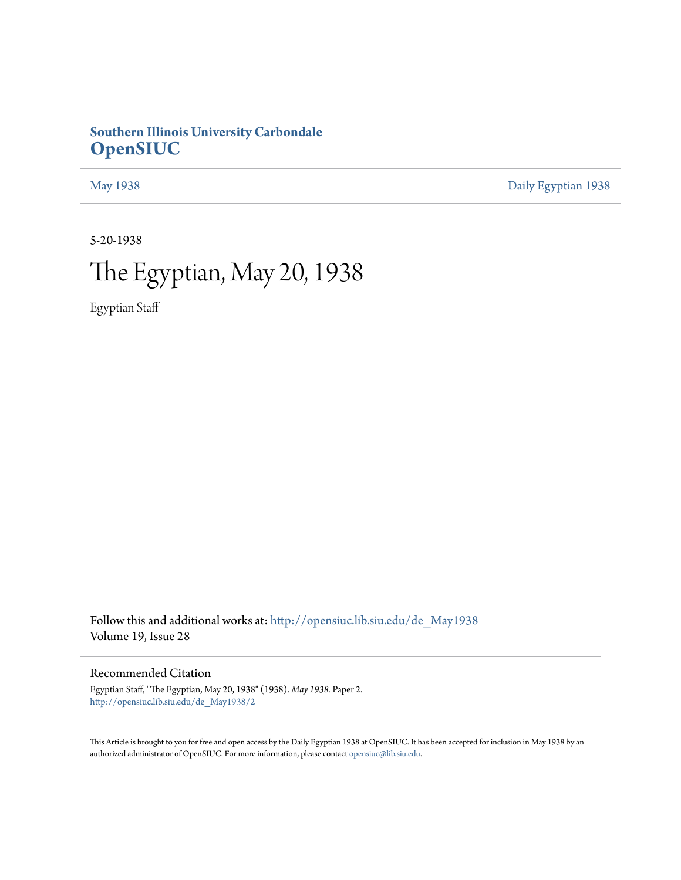**Southern Illinois University Carbondale**
# OpenSIUC

May 1938 | Daily Egyptian 1938

5-20-1938

# The Egyptian, May 20, 1938

Egyptian Staff

Follow this and additional works at: http://opensiuc.lib.siu.edu/de_May1938
Volume 19, Issue 28

## Recommended Citation

Egyptian Staff, "The Egyptian, May 20, 1938" (1938). *May 1938.* Paper 2.
http://opensiuc.lib.siu.edu/de_May1938/2

This Article is brought to you for free and open access by the Daily Egyptian 1938 at OpenSIUC. It has been accepted for inclusion in May 1938 by an authorized administrator of OpenSIUC. For more information, please contact opensiuc@lib.siu.edu.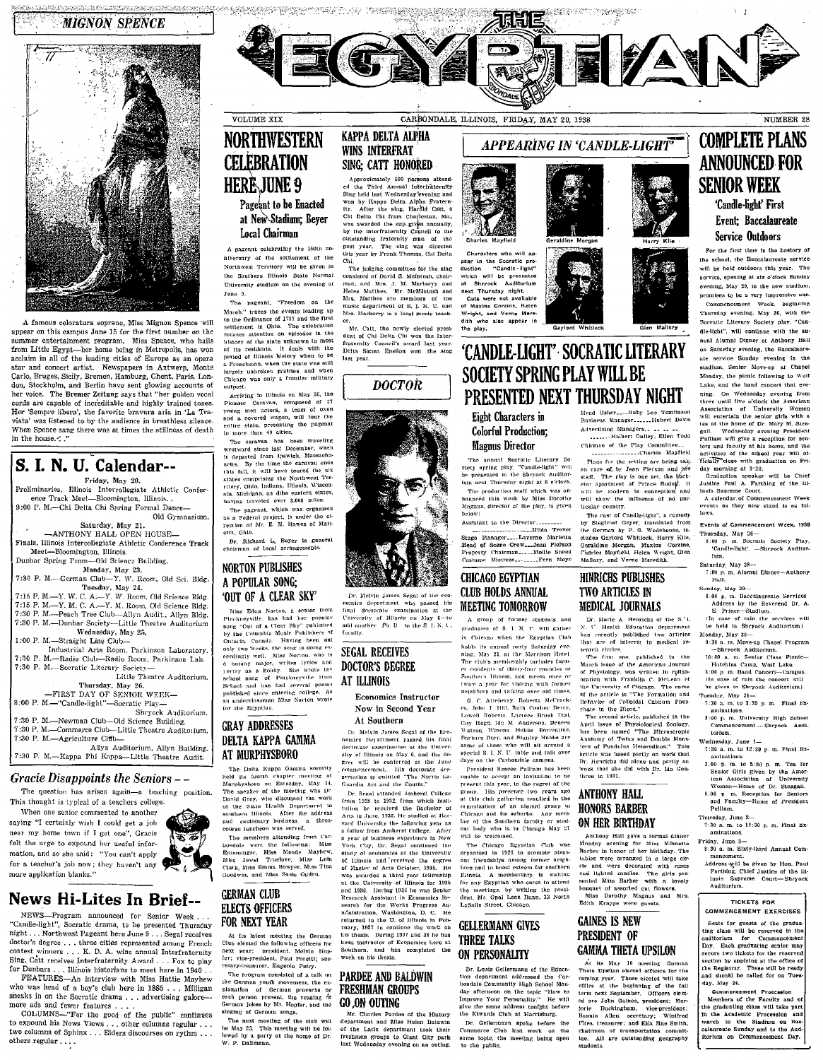# THE EGYPTIAN

VOLUME XIX — CARBONDALE, ILLINOIS, FRIDAY, MAY 20, 1938 — NUMBER 28

## MIGNON SPENCE

A famous coloratura soprano, Miss Mignon Spence will appear on this campus June 15 for the first number on the summer entertainment program. Miss Spence, who hails from Little Egypt—her home being in Metropolis, has won acclaim in all of the leading cities of Europe as an opera star and concert artist. Newspapers in Antwerp, Monte Carlo, Bruges, Sicily, Bremen, Hamburg, Ghent, Paris, London, Stockholm, and Berlin have sent glowing accounts of her voice. The Bremer Zeitung says that "her golden vocal cords are capable of incredible and highly trained tones. Her 'Sempre libera', the favorite bravura aria in 'La Traviata' was listened to by the audience in breathless silence. When Spence sang there was at times the stillness of death in the house."

## S. I. N. U. Calendar--

**Friday, May 20.**

Preliminaries, Illinois Intercollegiate Athletic Conference Track Meet—Bloomington, Illinois.

9:00 P. M.—Chi Delta Chi Spring Formal Dance—Old Gymnasium.

**Saturday, May 21.**

—ANTHONY HALL OPEN HOUSE—

Finals, Illinois Intercollegiate Athletic Conference Track Meet—Bloomington, Illinois.

Dunbar Spring Prom—Old Science Building.

**Monday, May 23.**

7:30 P. M.—German Club—Y. W. Room, Old Sci. Bldg.

**Tuesday, May 24.**

7:15 P. M.—Y. W. C. A.—Y. W. Room, Old Science Bldg.

7:15 P. M.—Y. M. C. A.—Y. M. Room, Old Science Bldg.

7:30 P. M.—Peach Tree Club—Allyn Audit., Allyn Bldg.

7:30 P. M.—Dunbar Society—Little Theatre Auditorium

**Wednesday, May 25.**

1:00 P. M.—Straight Line Club—Industrial Arts Room, Parkinson Laboratory.

7:30 P. M.—Radio Club—Radio Room, Parkinson Lab.

7:30 P. M.—Socratic Literary Society—Little Theatre Auditorium.

**Thursday, May 26.**

—FIRST DAY OF SENIOR WEEK—

8:00 P. M.—"Candle-light"—Socratic Play—Shryock Auditorium.

7:30 P. M.—Newman Club—Old Science Building.

7:30 P. M.—Commerce Club—Little Theatre Auditorium.

7:30 P. M.—Agriculture Club—Allyn Auditorium, Allyn Building.

7:30 P. M.—Kappa Phi Kappa—Little Theatre Audit.

## *Gracie Disappoints the Seniors --*

The question has arisen again—a teaching position. This thought is typical of a teachers college.

When one senior commented to another saying "I certainly wish I could get a job near my home town if I get one", Gracie felt the urge to expound her useful information, and so she said: "You can't apply for a teacher's job now; they haven't any more application blanks."

## News Hi-Lites In Brief--

NEWS—Program announced for Senior Week . . . "Candle-light", Socratic drama, to be presented Thursday night . . . Northwest Pageant here June 9 . . . Segal receives doctor's degree . . . three cities represented among French contest winners . . . K. D. A. wins annual Interfraternity Sing, Catt receives Interfraternity Award . . . Fox to play for Dunbars . . . Illinois historians to meet here in 1940 . .

FEATURES—An interview with Miss Hattie Mayhew who was head of a boy's club here in 1885 . . . Milligan sneaks in on the Socratic drama . . . advertising galore—more ads and fewer features . . . .

COLUMNS—"For the good of the public" continues to expound his News Views . . . other columns regular . . . two columns of Sphinx . . . Elders discourses on rythm . . . others regular . . . .

# NORTHWESTERN CELEBRATION HERE JUNE 9

### Pageant to be Enacted at New Stadium; Beyer Local Chairman

A pageant celebrating the 150th anniversary of the settlement of the Northwest Territory will be given in the Southern Illinois State Normal University stadium on the evening of June 9.

The pageant, "Freedom on the March," traces the events leading up to the Ordinance of 1787 and the first settlement in Ohio. The celebration focuses attention on episodes in the history of the state unknown to most of its residents. It deals with the period of Illinois history when to be a Frenchman, when the state was still largely unbroken prairies, and when Chicago was only a frontier military outpost.

Arriving in Illinois on May 26, the Pioneer Caravan, composed of 37 young men actors, a team of oxen and a covered wagon, will tour the entire state, presenting the pageant in more than 49 cities.

The caravan has been traveling westward since last December, when it departed from Ipswich, Massachusetts. By the time the caravan ends this fall, it will have toured the six states comprising the Northwest Territory, Ohio, Indiana, Illinois, Wisconsin, Michigan, as dthe eastern states, having traveled over 3,000 miles.

The pageant, which was organized as a Federal project, is under the direction of Mr. E. M. Hawes of Marietta, Ohio.

Dr. Richard L. Beyer is general chairman of local arrangements.

## NORTON PUBLISHES A POPULAR SONG; 'OUT OF A CLEAR SKY'

Miss Edna Norton, a senior from Pinckneyville, has had her popular song "Out of a Clear Sky" published by the Columbia Music Publishers of Ontario, Canada. Having been out only two weeks, the song is doing exceedingly well. Miss Norton, who is a botany major, writes lyrics and poetry as a hobby. She wrote the school song of Pinckneyville High School and has had several poems published since entering college. As an underclassman Miss Norton wrote for the Egyptian.

## GRAY ADDRESSES DELTA KAPPA GAMMA AT MURPHYSBORO

The Delta Kappa Gamma sorority held its fourth chapter meeting at Murphysboro on Saturday, May 14. The speaker of the meeting was Dr. David Gray, who discussed the work of the State Health Department in southern Illinois. After the address and customary business a three-course luncheon was served.

The members attending from Carbondale were the following: Miss Entsminger, Miss Maude Mayhew, Miss Jewel Trulove, Miss Lulu Clark, Miss Emma Bowyer, Miss Tina Goodwin, and Miss Susie Ogden.

## GERMAN CLUB ELECTS OFFICERS FOR NEXT YEAR

At its latest meeting the German Club elected the following officers for next year: president, Melvin Hopfer; vice-president, Paul Peretti; secretary-treasurer, Eugenia Petry.

The program consisted of a talk on the German youth movement, the explanation of German proverbs by each person present, the reading of German jokes by Mr. Hopfer, and the singing of German songs.

The next meeting of the club will be May 23. This meeting will be followed by a party at the home of Dr. W. P. Dallmann.

## KAPPA DELTA ALPHA WINS INTERFRAT SING; CATT HONORED

Approximately 600 persons attended the Third Annual Interfraternity Sing held last Wednesday evening and won by Kappa Delta Alpha Fraternity. After the sing, Harold Catt, a Chi Delta Chi from Charleston, Mo., was awarded the cup given annually, by the Interfraternity Council to the outstanding fraternity man of the past year. The sing was directed this year by Frank Thomas, Chi Delta Chi.

The judging committee for the sing consisted of David S. McIntosh, chairman, and Mrs. J. M. Marberry and Helen Matthes. Mr. McIntosh and Mrs. Matthes are members of the music department of S. I. N. U. and Mrs. Marberry is a local music teacher.

Mr. Catt, the newly elected president of Chi Delta Chi won the Interfraternity Council's award last year. Delta Sigma Epsilon won the sing last year.

*DOCTOR*

Dr. Melvin James Segal of the economics department who passed his final doctorate examination at the University of Illinois on May 6—to add another Ph. D. to the S. I. N. U. faculty.

## SEGAL RECEIVES DOCTOR'S DEGREE AT ILLINOIS

### Economics Instructor Now in Second Year At Southern

Dr. Melvin James Segal of the Economics Department passed his final doctorate examination at the University of Illinois on May 6, and the degree will be conferred at the June commencement. His doctorate dissertation is entitled "The Norris La-Guardia Act and the Courts."

Dr. Segal attended Amherst College from 1928 to 1932, from which institution he received the Bachelor of Arts in June, 1932. He studied at Harvard University the following year as a fellow from Amherst College. After a year of business experience in New York City, Dr. Segal continued the study of economics at the University of Illinois and received the degree of Master of Arts October, 1935. He was awarded a third year fellowship at the University of Illinois for 1935 and 1936. During 1936 he was Senior Research Assistant in Economics Research for the Works Progress Administration, Washington, D. C. He returned to the U. of Illinois in February, 1937 to continue the work on his thesis. During 1937 and 38 he has been instructor of Economics here at Southern, and has completed the work on his thesis.

## PARDEE AND BALDWIN FRESHMAN GROUPS GO ON OUTING

Mr. Charles Pardee of the History department and Miss Helen Baldwin of the Latin department took their freshman groups to Giant City park last Wednesday evening on an outing.

## *APPEARING IN 'CANDLE-LIGHT'*

Charles Mayfield — Geraldine Morgan — Harry Klie — Gaylord Whitlock — Glen Mallory

Characters who will appear in the Socratic production "Candle-light" which will be presented at Shryock Auditorium next Thursday night. Cuts were not available of Maxine Corzine, Helen Wright, and Verne Meredith who also appear in the play.

# 'CANDLE-LIGHT' SOCRATIC LITERARY SOCIETY SPRING PLAY WILL BE PRESENTED NEXT THURSDAY NIGHT

### Eight Characters in Colorful Production; Magnus Director

The annual Socratic Literary Society spring play, "Candle-light" will be presented in the Shryock Auditorium next Thursday night at 8 o'clock.

The production staff which was announced this week by Miss Dorothy Magnus, director of the play, is given below:

Assistant to the Director..........
..........Hilda Trover
Stage Manager......Laverne Marietta
Head of Scene Crew.....Jean Pierson
Property Chairman......Mollie Sneed
Costume Mistress..........Fern Moye
Head Usher......Ruby Lee Tomlinson
Business Manager..........Hubert Davis
Advertising Managers.. .. .. ..
..........Halbert Gulley, Ellen Todd
Chairman of the Play Committee....
..........Charles Mayfield

Plans for the setting are being taken care of by Jean Pierson and her staff. The play is one act, the kitchen apartment of Prince Rudolf. It will be modern in conception and will show the influence of no particular country.

The cast of "Candle-light", a comedy by Siegfried Geyer, translated from the German by P. G. Wodehouse, includes Gaylord Whitlock, Harry Klie, Geraldine Morgan, Maxine Corzine, Charles Mayfield, Helen Wright, Glen Mallory, and Verne Meredith.

## CHICAGO EGYPTIAN CLUB HOLDS ANNUAL MEETING TOMORROW

A group of former students and graduates of S. I. N. U. will gather in Chicago when the Egyptian Club holds its annual party Saturday evening, May 21, at the Morrison Hotel. The club's membership includes former residents of thirty-four counties of Southern Illinois, and meets once or twice a year for visiting with former neighbors and talking over old times.

G. C. Atteberry, Roberta McCracken, John J. Hill, Ruth Coulter Berry, Lowell Roberts, Lucrece Brush Hill, Guy Hagg, Ida M. Anderson, Deneen Watson, Winona Hobbs Brewster, Barbara Burr, and Stanley Hubbs are some of those who will sit around a special S. I. N. U. table and talk over days on the Carbondale campus.

President Roscoe Pulliam has been unable to accept an invitation to be present this year, to the regret of the group. His presence two years ago at this club gathering resulted in the organization of an alumni group in Chicago and its suburbs. Any member of the Southern faculty or student body who is in Chicago May 21 will be welcomed.

The Chicago Egyptian Club was organized in 1926 to promote pleasant friendships among former neighbors and to boost esteem for southern Illinois. A membership is waiting for any Egyptian who cares to attend the meetings by writing the president, Mr. Opal Leon Bunn, 33 North LaSalle Street, Chicago.

## GELLERMANN GIVES THREE TALKS ON PERSONALITY

Dr. Louis Gellermann of the Education department addressed the Carbondale Community High School Monday afternoon on the topic "How to Improve Your Personality." He will give the same address tonight before the Kiwanis Club at Harrisburg.

Dr. Gellermann spoke before the Commerce Club last week on the same topic, the meeting being open to the public.

## HINRICHS PUBLISHES TWO ARTICLES IN MEDICAL JOURNALS

Dr. Marie A. Henrichs of the S. I. N. U. Health Education department has recently published two articles that are of interest to medical research circles.

The first one, published in the March issue of the American Journal of Physiology, was written in collaboration with Franklin C. McLean of the University of Chicago. The name of the article is "The Formation and Behavior of Colloidal Calcium Phosphate in the Blood."

The second article, published in the April issue of Physiological Zoology, has been named "The Microscopic Anatomy of Twins and Double Monsters of Fundulus Heteroclitus." This article was based partly on work that Dr. Henrichs did alone and partly on work that she did with Dr. Ida Genther in 1931.

## ANTHONY HALL HONORS BARBER ON HER BIRTHDAY

Anthony Hall gave a formal dinner Monday evening for Miss Minnette Barber in honor of her birthday. The tables were arranged in a large circle and were decorated with roses and lighted candles. The girls presented Miss Barber with a lovely bouquet of assorted cut flowers.

Miss Dorothy Magnus and Mrs. Edith Krappe were guests.

## GAINES IS NEW PRESIDENT OF GAMMA THETA UPSILON

At its May 10 meeting Gamma Theta Upsilon elected officers for the coming year. Those elected will take office at the beginning of the fall term next September. Officers elected are John Gaines, president; Marjorie Buckingham, vice-president; Bonnie Allen, secretary; Winifred Fites, treasurer; and Ella Mae Smith, chairman of transportation committee. All are outstanding geography students.

# COMPLETE PLANS ANNOUNCED FOR SENIOR WEEK

### 'Candle-light' First Event; Baccalaureate Service Outdoors

For the first time in the history of the school, the Baccalaureate service will be held outdoors this year. The service, opening at six o'clock Sunday evening, May 29, in the new stadium, promises to be a very impressive one.

Commencement Week, beginning Thursday evening, May 26, with the Socratic Literary Society play, "Candle-light", will continue with the annual Alumni Dinner at Anthony Hall on Saturday evening, the Baccalaureate service Sunday evening in the stadium, Senior Move-up at Chapel Monday, the picnic following to Wolf Lake, and the band concert that evening. On Wednesday evening from three until five o'clock the American Association of University Women will entertain the senior girls with a tea at the home of Dr. Mary M. Steagall. Wednesday evening President Pulliam will give a reception for seniors and faculty at his home, and the activities of the school year will officially close with graduation on Friday morning at 9:30.

Graduation speaker will be Chief Justice Paul A. Farthing of the Illinois Supreme Court.

A calendar of Commencement Week events as they now stand is as follows.

**Events of Commencement Week, 1938**

Thursday, May 26—
8:00 p. m. Socratic Society Play, 'Candle-light'. —Shryock Auditorium.

Saturday, May 28—
7:00 p. m. Alumni Dinner—Anthony Hall.

Sunday, May 29—
6:00 p. m. Baccalaureate Services Address by the Reverend Dr. A. E. Prince—Stadium.
(In case of rain the services will be held in Shryock Auditorium)

Monday, May 30—
9:30 a. m. Move-up Chapel Program —Shryock Auditorium.
10:00 a. m. Senior Class Picnic—Hutchins Camp, Wolf Lake.
8:00 p. m. Band Concert—Campus. (In case of rain the concert will be given in Shryock Auditorium)

Tuesday, May 31—
7:30 a. m. to 3:30 p. m. Final Examinations.
8:00 p. m. University High School Commencement — Shryock Auditorium.

Wednesday, June 1—
7:30 a. m. to 12:30 p. m. Final Examinations.
3:00 p. m. to 5:00 p. m. Tea for Senior Girls given by the American Association of University Women—Home of Dr. Steagall.
8:00 p. m. Reception for Seniors and Faculty—Home of President Pulliam.

Thursday, June 2—
7:30 a. m. to 12:30 p. m. Final Examinations.

Friday, June 3—
9:30 a. m. Sixty-third Annual Commencement.
Address will be given by Hon. Paul Farthing, Chief Justice of the Illinois Supreme Court—Shryock Auditorium.

**TICKETS FOR COMMENCEMENT EXERCISES**

Seats for guests of the graduating class will be reserved in the auditorium for Commencement Day. Each graduating senior may secure two tickets for the reserved section by applying at the office of the Registrar. These will be ready and should be called for on Tuesday, May 24.

**Commencement Procession**

Members of the Faculty and of the graduating class will take part in the Academic Procession and march to the Stadium on Baccalaureate Sunday and to the Auditorium on Commencement Day.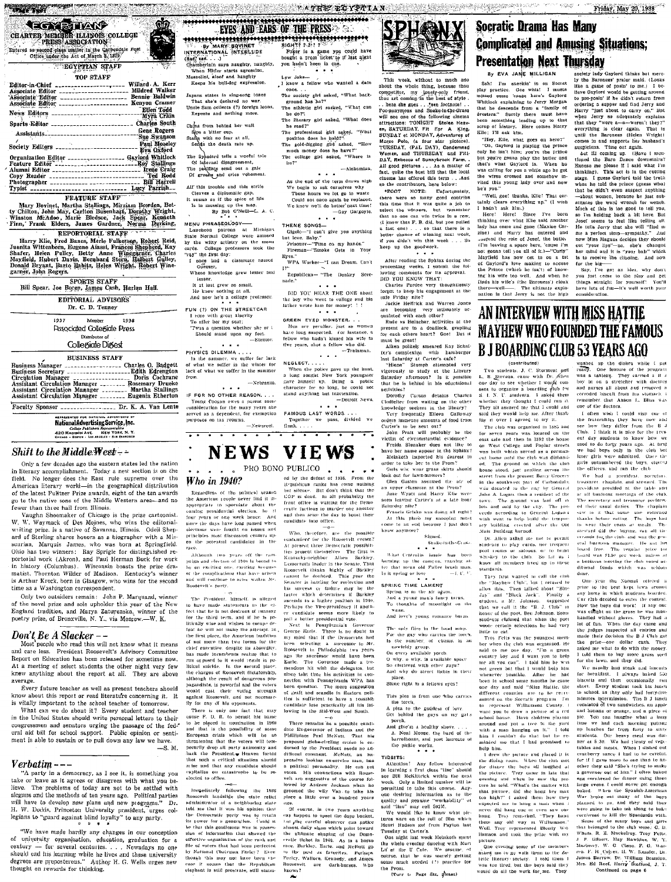# EGYPTIAN

CHARTER MEMBER ILLINOIS COLLEGE PRESS ASSOCIATION

Entered as second class matter in the Carbondale Post Office under the Act of March 3, 1879

## EGYPTIAN STAFF

### TOP STAFF

Editor-in-Chief ---- Willard A. Kerr
Associate Editor ---- Mildred Walker
Associate Editor ---- Bennie Baldwin
Associate Editor ---- Kenyon Cramer
News Editors ---- Ellen Todd, Myra Crain
Sports Editor ---- Charles South
Assistants ---- Gene Rogers, Sue Swanson
Society Editors ---- Paul Moseley, Eva Oxford
Organization Editor ---- Gaylord Whitlock
Feature Editor ---- Roy Stallings
Alumni Editor ---- Irene Craig
Copy Reader ---- Ted Rodd
Photographer ---- Bill Harrell
Typist ---- Lucy Parrish

### FEATURE STAFF

Mary Bovinet, Martha Stallings, Mirriam Bowden, Betty Chilton, John May, Carlton Busenhart, Dorothy Wright, Winston McAdoo, Marie Bledsoe, Jack Spear, Kenneth Finn, Frank Elders, James Gardner, Norma Durking,

### REPORTORIAL STAFF

Harry Klie, Fred Banes, Merle Fulkerson, Robert Reid, Juanita Wittenborn, Eugene Alassi, Frances Shepherd, Kay Shafer, Helen Pulley, Betty Anne Winegarner, Charles Mayfield, Helen Davis, Bernhard Stern, Hulbert Gulley, Donald Bryant, Barto Babitz, Helen Wright, Robert Winegarner, John Rogers.

### SPORTS STAFF

Bill Spear, Joe Boren, James Cash, Harlan Hall.

### EDITORIAL ADVISORS

Dr. C. D. Tenney

1937 Member 1938
Associated Collegiate Press
Distributor of
Collegiate Digest

### BUSINESS STAFF

Business Manager ---- Charles O. Badgett
Business Secretary ---- Edith Edrengton
Circulation Manager ---- Doris Cochrane
Assistant Circulation Manager ---- Rosemary Drueke
Assistant Circulation Manager ---- Martha Stallings
Assistant Circulation Manager ---- Eugenia Etherton

Faculty Sponsor ---- Dr. K. A. Van Lente

REPRESENTED FOR NATIONAL ADVERTISING BY
National Advertising Service, Inc.
College Publishers Representative
420 Madison Ave. New York, N. Y.
Chicago - Boston - Los Angeles - San Francisco

## Shift to the Middle West--

Only a few decades ago the eastern states led the nation in literary accomplishment. Today a new section is on the field. No longer does the East rule supreme over the American literary world—in the geographical distribution of the latest Pulitzer Prize awards, eight of the ten awards go to the native sons of the Middle Western area—and no fewer than three hail from Illinois.

Vaughn Shoemaker of Chicago is the prize cartoonist. W. W. Waymack of Des Moines, who wins the editorial-writing prize, is a native of Savanna, Illinois. Odell Shepard of Sterling shares honors as a biographer with a Missourian, Marquis James, who was born at Springfield. Ohio has two winners: Ray Sprigle for distinguished reportorial work (Akron), and Paul Herman Buck for work in history (Columbus). Wisconsin boasts the prize dramatist, Thornton Wilder of Madison. Kentucky's winner is Arthur Krock, born in Glasgow, who wins for the second time as a Washington correspondent.

Only two outsiders remain: John P. Marquand, winner of the novel prize and sole upholder this year of the New England tradition, and Marya Zaturenska, winner of the poetry prize, of Bronxville, N. Y., via Moscow.—W. K.

## Don't Be A Slacker --

Most people who read this will not know what it means and care less. President Roosevelt's Advisory Committee Report on Education has been released for sometime now. At a meeting of select students the other night very few knew anything about the report at all. They are above average.

Every future teacher as well as present teachers should know about this report or read literature concerning it. It is vitally important to the school teacher of tomorrow.

What can we do about it? Every student and teacher in the United States should write personal letters to their congressmen and senators urging the passage of the federal aid bill for school support. Public opinion or sentiment is able to sustain or to pull down any law we have.

—S. M.

## Verbatim ---

"A party in a democracy, as I see it, is something you take or leave as it agrees or disagrees with what you believe. The problems of today are not to be settled with slogans and the methods of ten years ago. Political parties will have to develop new plans and new programs." Dr. H. W. Dodds, Princeton University president, urges collegians to "guard against blind loyalty" to any party.

\* \* \*

"We have made hardly any changes in our conception of university organization, education, graduation for a century — for several centuries. . . . Nowadays no one should end his learning while he lives and these university degrees are preposterous." Author H. G. Wells urges new thought on rewards for thinking.

## EYES AND EARS OF THE PRESS

By MARY BOVINET

### INTERNATIONAL INTERLUDE

(Sad, sad. . . .)
Chamberlain says naughty, naughty,
When Hitler starts agression,
Mussolini, aloof and haughty
Keeps his bull-dog expression.

Japan states in sing-song tones
That she's declared no war.
Uncle Sam collects (?) foreign loans,
Repents and nothing more.

China from behind her wall
Sips a bitter cup.
Stalin with no foe at all,
Sends the death rate up.

The Spaniard tells a woeful tale
Of internal disagreement,
The pacifists send out a gale
Of groans and cries vehement.

All this trouble and this strife
Cleaves a diplomatic gap.
It seems as if the spice of life
Is in mussing up the map.

By Bob O'Neill—L. A. C.

\* \* \*

### MENU PHRASEOLOGY—

Luncheon menus at Michigan State Normal College were amused by the witty artistry on the menu cards. College professors took the "rap" the first day:

I once had a classmate named Grosser,
A Prince (which he was),
Whose knowledge grew lesser and lesser.
It at last grew so small,
He knew nothing at all,
And now he's a college professor.

\* \* \*

### FUN (?) ON THE STREETCAR

I rose with great alacrity
To offer her my seat;
'Twas a question whether she or I
Should stand upon my feet.

—Stentor.

\* \* \*

### PHYSICS DILEMMA . . . .

In the summer, we suffer for lack of what we suffer in the winter for lack of what we suffer in the summer from.

—Nebraska.

\* \* \*

### IF FOR NO OTHER REASON. . . .

Young Coogan owes a parent some consideration for the many years she served as a dependent, for exemption purposes on tax returns.

—Newsreel.

RIGHT? ? ? ? ?
Poker is a game you could have bought a prom ticket to if last night you hadn't been in one.

\* \* \*

### Low Joke—

I know a fellow who wanted a date once. . .
The society girl asked, "What background has he?"
The athletic girl asked, "What can he do?"
The literary girl asked, "What does he read?"
The professional girl asked, "What position does he hold?"
The gold-digging girl asked, "How much money does he have?"
The college girl asked, "Where is he?"

—Alabamian.

\* \* \*

As the end of the term draws nigh
We begin to ask ourselves why
Those hours we let go to waste
Could not once again be replaced.
We know we'll do better next time!

—Sky Gargoyle.

\* \* \*

### THEME SONGS—

Gigolo—"I can't give you anything but love, Baby."
Prisoner—"Time on my hands."
Fireman—"Smoke Gets in Your Eyes."
WPA Worker—"I can Dream, Can't I?"
Republican—"The Donkey Serenade."

\* \* \*

DID YOU HEAR THE ONE about the boy who went to college and his father wrote him for money! ! !

\* \* \*

### GREEN EYED MONSTER. . . .

Men are peculiar, just as women have long suspected. For instance, a fellow who hadn't kissed his wife in five years, shot a fellow who did.

—Trainman.

\* \* \*

### NEGLECT. . . .

When the police gave up the hunt, a long sought New York youngster gave himself up. Being a public character for so long, he could not stand anything but inattention.

—Detroit News.

\* \* \*

### FAMOUS LAST WORDS. . . .

Together we pass, divided we flunk. . . .

# NEWS VIEWS

PRO BONO PUBLICO

## Who in 1940?

Regardless of the political season the American people never find it inappropriate to speculate about the coming presidential election. Be it four years or one week hence. And since the days have long passed when elections were fought on issues and principles most discussion centers upon the potential candidates in the race.

Although two years off the campaign and election of 1940 is bound to be an exciting one, exciting because of the complications that have arisen and will continue to arise within Mr. Roosevelt's party.

The President himself, is alleged to have made statements to the effect that he is not desirous of running for the third term, and if he is politically wise and wishes to escape defeat he will not make the attempt. In the first place, the American tradition of not more than two terms for the chief executive despite its absurdity, has made incumbents realize that to run or posed to it would result in political suicide. In the second place, the charges of Roosevelt dictatorship, although the result of dangerous propagandists, is powerful and the voters would cast their voting strength against Roosevelt, and not necessarily for any of his opponents.

There is only one fact that may cause F. D. R. to recall his desire to be placed in nomination in 1940 and that is the possibility of some European crisis which will be so threatening that the voters will temporarily drop all party animosity and back the President. Heaven forbid that such a critical situation should arise and that any candidate should capitalize on catastrophe to be reelected to office.

—o—

Immediately following the 1936 Roosevelt landslide the state relief administrator of a neighboring state told me that it was his opinion that the Democratic party was to retain its power for a generation. Could it be that this gentleman was in possession of information that showed the effective organization of the rank and file of voters that had been perfected by National Chairman Farley? Even though this may not have been the case it seems that the Republican elephant is still prostrate, still stunned by the defeat of 1936. From the Republican ranks has come nothing but silence. But don't think that the GOP is dead. In all probability the front office is waiting for the Democratic factions to murder one another and then seize the day to boost their candidate into office.

—o—

Who, therefore, are the possible contenders for the Roosevelt crown? At present three Democratic possibilities present themselves. The first is Kentucky-neighbor Alben Barkley, Democrats leader in the Senate. That Roosevelt thinks highly of Barkley cannot be doubted. This year the Senator is battling for reelection and his success or failure may be the factor which determines if Barkley ascends to a higher position in 1940. Perhaps the Vice-presidency if another candidate seems more likely to poll a better presidential vote.

Next is Pennsylvania's Governor George Earle. There is no doubt in my mind that if the Democrats had been selecting a successor to Mr. Roosevelt in Philadelphia two years ago the successor would have been Earle. The Governor made a tremendous hit with the delegates, but since that time his activities in connection with Pennsylvania WPA has been question. The mere suggestion of graft and scandal in Eastern politics is sufficient to have a possible candidate lose practically all his following in the Mid-West and South.

—o—

There remains as a possible candidate Ex-governor of Indiana and the Phillipines Paul McNutt. That his proposed globe-circling cruise is endorsed by the President needs no additional comment. McNutt, an impressive looking ex-service man, has a political personality. He can get votes. His connections with Roosevelt are suggestive of the course followed by Andrew Jackson when he groomed the wily Van to take his place a little over a hundred years ago.

Of course, in two years anything can happen to upset the dope bucket, yet the careful observer can notice almost daily signs which point toward the ultimate shaping of the Democratic ticket in 1940. As in a horse race, Barkley, Earle, and McNutt go to the post as favorites. Perhaps Farley, Wallace, Kennedy, and Jones are dark-horses. Who knows?

# SPHINX

This week, without to much ado about the whole thing, because thou competitor, my lonely-only friend, thou art coming in the least of style . . . here she goes . . . (see footnote) . . . Foo-ponymous and Snake-in-the-Grass will see one of the following cinema attractions: TONIGHT Stolen Heaven, SATURDAY, FR For A King, SUNDAY at MONDAY, Adventures of Marco Polo, (a four star picture), TUESDAY, (PAL DAY), Condemned Women, and THURSDAY and FRIDAY, Rebecca of Sunnybrook Farm. All good pictures . . . As a matter of fact, quite the best bill that the local cinema has offered this term . . . And so the contributors, here below:

\*FOOT NOTE: Unfortunately, there were so many good contributions this time that it was quite a job to select the winners, but remember that no one can win twice in a row. (I know that F. B. did, but you pulled a fast one) . . . so that there is a better chance of winning next week, if you didn't win this week . . . So keep up the goodwork.

After reading the Sphinx during the preceeding weeks, I submit the following comments for its approval.

DID YOU KNOW THAT:

Charles Pardee very thoughtlessly forgot to keep his engagement at the cafe Friday nite?

Jackie Hedrick and Warren Jones are becoming very intimately acquainted with each other?

Rude vs Holcher, activities at the present are to a deadlock, grappling for each others heart? Gee! But it must be great!

Aiken politely smeared Kay Schaffer's complexion with hamburger last Saturday at Carter's cafe?

"Hiene" Stumph attempted very vigorously to study at the Library Saturday afternoon? Is it possible that he is behind in his educational activities?

Dorothy Carson detains Charles Clodfelter from wasting on the other knowledge seekers in the library?

Very frequently Eileen Galloway orders immense amounts of food from Carter's to be sent out?

John Pratt will probably be the victim of circumstantial evidence?

Frieda Slanaker does not like to have her name appear in the Sphinx?

Meinkoth imported his dearest in order to take her to the Prom?

Girls who wear grass skirts should look out for lawn-mowers?

Glen Gaston assumed the air of an upper classman at the Prom?

June Wyatt and Harry Klie were seen leaving Carter's at a late hour Saturday nite?

Francis Griske was doing all right? At this place my smoothie won't come to an end because I just don't know anymore?

Signed,
Snake-in-the-Grass.

\* \* \*

What Centralia lassie has been burning up the campus, running after that drum old Fuller brush man. Is it spring or love . . .

—E. C. F.

\* \* \*

### SPRING TIME LAMENT

Spring is in the air again,
And a young man's fancy turns,
To thoughts of moonlight on the wane,
And love's young romance burns.

The only fire in the local camp,
For the guy who carries the torch,
Is the number of chumps in an unwieldy group,
On every available porch.
O why, o why, is a suitable space
So cluttered with other guys?
And why do street lights in their place,
Shine right in a fellows eyes?

This plea is from one who carries the torch,
A plea to the goddess of love:
Get behind the guys on my gal's porch,
And give'm a healthy shove. . . .
A. Noel Mouse, the bard of the barrelhouse, and poet laureate of the pickle works.

\* \* \*

### TIDBITS:

Attention! Any fellow interested in learning a first class "line" should see Bill McKittrick within the next week. Only a limited number will be permitted to take this course. Anyone desiring information as to the quality and genuine "workability" of said "line" may call 682M.

We would like to know what pictures were on the roll of film which Henri Hudson and Frank Payton last Tuesday at Carter's.

One night last week Meinkoth spent the whole evening dancing with Mary Lil at the U Cafe. We assume, of course, that he was merely getting some much needed (?) practice for the Prom.

(Turn to Page Six, please)

## Socratic Drama Has Many Complicated and Amusing Situations; Presentation Next Thursday

By EVA JANE MILLIGAN

Sh! I'm sneakin' in on Socrat play practice. Gee whiz! I musta missed some 'cause here's Gaylord Whitlock explaining to Jerry Morgan that he descends from a "family of drooters." Surely there must have been something leading up to that scrap of history. Here comes Harry Klie; I'll ask him.

"Hey, Klie, what goes on here?"

"Oh, Gaylord is playing the prince only he isn't him; you're the prince but you're gonna play the butler and that's what Gaylord is. When he was calling for you a while ago he got the wires crossed and somehow invited this young lady over and now he's you."

"Well, gee! thanks, Klie! That certainly clears everything up." (I wish I hadn't ask him.)

Here! Here! Since I've been thinking over what Klie said another lady has come and gone (Maxine Corzine) and Harry has entered and usurped the role of Josef, the butler. (I'm having a space here, 'cause I'm not gonna tell you all of it.)—"Curly" Mayfield has now cut in on a bit of Gaylord's love making to accuse the Prince (which he isn't) of throwing his wife too well. And when he finds his wife's (the Baroness') cloak there—well—— The ultimate explanation is that Jerry is not the high society lady Gaylord thinks but merely the Baroness' praise maid. (Looks like a game of postin' to me.) I believe Gaylord would be getting around to pro-posin' if he didn't return from ordering a supper and find Jerry and Harry "just about to carry on." But when Jerry so adequately explains that they "were g——weren't they?" everything is clear again. That is until the Baroness (Helen Wright) comes in and supports her husband's suspicions. "Time out again.

Act III coming up. (Have I mentioned the Barn Dance downstairs? Excuse me please if I said what I'm thinking.) This act is in the cutting stage. I guess Gaylord told the truth when he told the prince (guess who) that he didn't even suspect anything—about women, because he just substitutes the word wrench for wench. Much of this is too good to tell you, so I'm holding back a bit here. But Josef seems to feel like telling all. He tells Jerry that she will "find me a perfect simp—sympathy." And now Miss Magnus decides they should cut "your lips"—no, she's changed her mind and it is "your bab" which is to receive the clipping. And now for the big——

Say, I've got an idea, why don't you just come to the play and get things straight for yourself? You'll have lots of fun—it's well worth your consideration.

## AN INTERVIEW WITH MISS HATTIE MAYHEW WHO FOUNDED THE FAMOUS B J BOARDING CLUB 53 YEARS AGO

(contributed)

Two students, J. C. Storment and L. B. Stevens came with Dr. Allen one day to see whether I would consent to organize a boarding club for S. I. N. U. students. I asked them whether they thought I could run it. They all assured me that I could and said they would help me. After thinking it over I agreed to try it.

The club was organized in 1885 and for seven years was located on the east side and then in 1892 the house on West College and Poplar streets was built which served as a permanent home until the club was disbanded. The ground on which the club house stood, just another across the street from the present Barry Grocery in the southwest part of Carbondale, was donated to the city by General John A. Logan, then a resident of the town. The ground was laid off in lots and sold by the city. The proceeds according to General Logan's wish went to help build the temporary building erected after the Old Main Building burned.

Dr. Allen asked me not to permit students to play cards, nor frequent pool rooms or saloons or to bring whiskey to the club. So far as I know all members lived up to these standards.

They first wanted to call the club the "Mayhew Club," but I refused to allow this. Then talked about "Blue Jay" and "Black Jack." Finally a student, a Mr. Johnson, suggested that we call it the "B. J. Club" in honor of the poet, Ben Johnson. Some students claimed that when the poet wrote certain selections he had very little to eat.

Troy Felts was the youngest member when the club was organized. He said to me one day, "I'm a green country boy and I want you to help me all you can." I told him he was not green but that I would help him whenever possible. After he had been in school some months he came one day and said "Miss Hattie, the different counties are to be represented on the Socratic program. I'm to represent Williamson County. I want you to draw a picture of a red school house. Have children playing around and put a tree in the yard with a man hanging on it." I told him I couldn't do that but he remained me that I had promised to help him.

I drew the picture and placed it in the dining room. When the club met for dinner the boys all laughed at the picture. They came in late that evening and when he saw the picture he said, "What's the matter with that picture, did she hang her man too high?" I asked them how they expected me to hang a man when I never did hang one or even saw one hung. Troy remarked, "They hang them any old way in Williamson." Well, Troy represented Bloody Williamson and took the prize with my picture.

One evening some of the members asked me to go with them to the Socratic literary society. I told them I was too tired, but the boys said they would do all the work for me. They washed up the dishes while I got ready. One feature of the program was a tableau. They carried a B J boy in on a stretcher with doctors and nurses all about and removed a corroded biscuit from his stomach. I remember that Anson L. Bliss was one of the doctors.

I often wish I could visit one of the fraternities they have now and see how they differ from the B J Club. I think it is nice for the present day students to know how we used to do forty years ago. At first we had boys only in the club but later girls were admitted. Once the girls outnumbered the boys, electing the officers and ran the club.

We had a president, secretary, treasurer, chaplain, and steward. The president presided at the table and at all business meetings of the club. The secretary and treasurer performed their usual duties. The chaplain saw to it that some one returned thanks before eating. The boys had to wear their coats at meals. The steward did the buying, ran all the errands for the club, and was the general business manager. He got his board free. The regular price for board was $1.50 per week unless at a business meeting the club voted additional funds which was seldom done.

One year the Normal offered a prize to the best kept lawn around any home in which students boarded. Our club decided to enter the contest. How the boys did work! If any one was caught on the grass he was manhandled without gloves. They had a lot of fun. When the day came and the judges inspected all entries and made their decision the B J Club got the prize—one dollar cash. They asked me what to do with the money. I told them to buy more grass seed for the lawn, and they did.

We usually had steak and biscuits for breakfast. I always baked 150 biscuits and then occasionally ran short. Every student took his lunch to school, as they only had forty-five minutes intermission. The B J lunch consisted of two sandwiches, an apple and banana or orange, and a piece of pie. You can imagine what a busy time we had each morning putting up lunches for from forty to sixty students. Our heavy meal was dinner at 5:30. We had plenty of vegetables and meats. When I cooked our cranberry sauce I had to be careful for if I gave more to one than to another they said "She's trying to make a governor out of him." I often baked egg cornbread for dinner using three large ovens. I could never get enough baked. When the Spanish-American War broke out many of the boys planned to go, and they said they were going to take me along to bake cornbread to kill the Spaniards with.

Some of the many boys and girls that belonged to the club were: G. D. Whalen, R. E. Muckelroy, Troy Felts, J. P. Gilbert, May Hawkins, W. T. Marberry, W. G. Cisne, F. C. Warren, F. H. Colyer, H. W. Kessler, Dr. James Barrow, Dr. William Brandon, Mrs. Ed Reef, Harry Stafford, J. T.

Continued on page 6